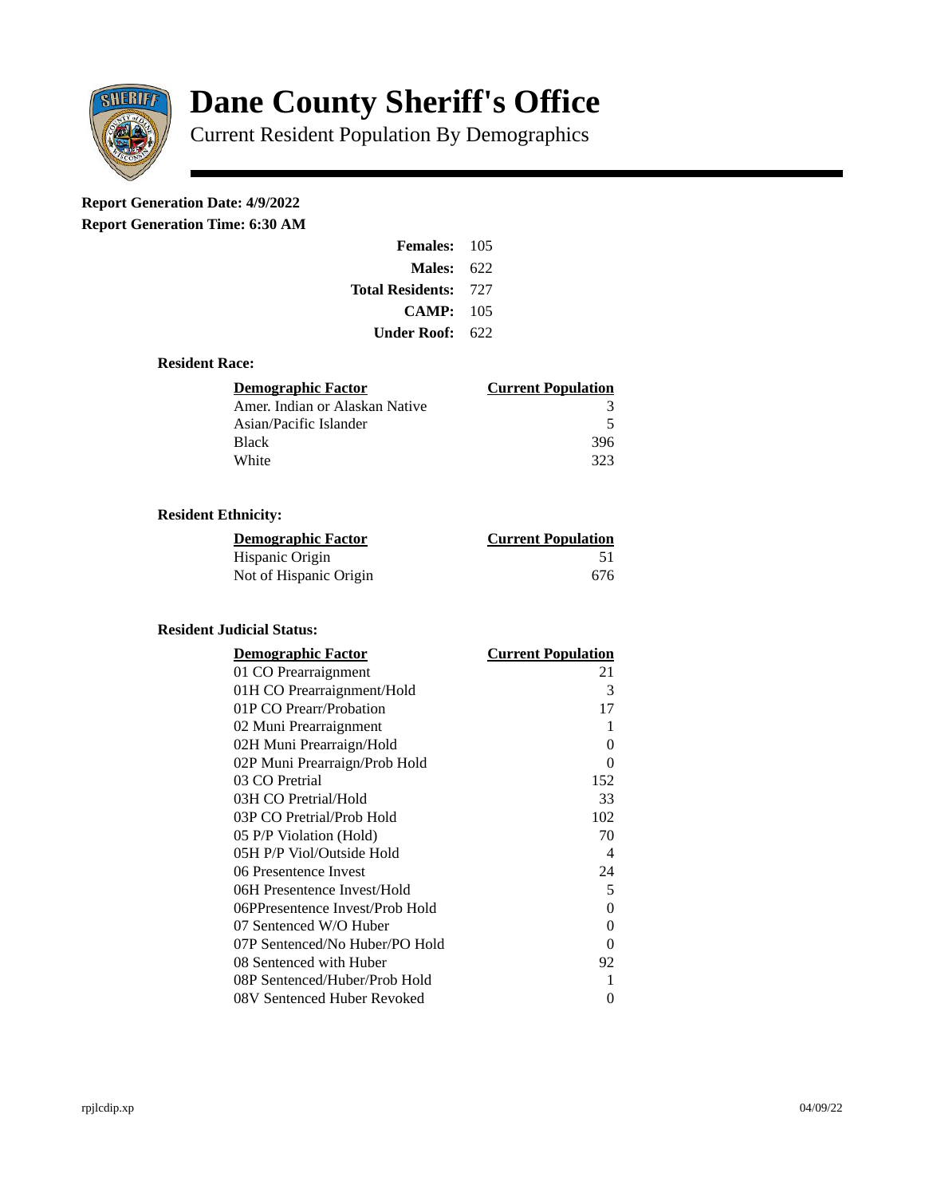# Dane County Sheriff's Office

Current Resident Population By Demographics

**Report Generation Date: 4/9/2022**

**Report Generation Time: 6:30 AM**

| | |
|---|---|
| **Females:** | 105 |
| **Males:** | 622 |
| **Total Residents:** | 727 |
| **CAMP:** | 105 |
| **Under Roof:** | 622 |

### Resident Race:

| Demographic Factor | Current Population |
|---|---|
| Amer. Indian or Alaskan Native | 3 |
| Asian/Pacific Islander | 5 |
| Black | 396 |
| White | 323 |

### Resident Ethnicity:

| Demographic Factor | Current Population |
|---|---|
| Hispanic Origin | 51 |
| Not of Hispanic Origin | 676 |

### Resident Judicial Status:

| Demographic Factor | Current Population |
|---|---|
| 01 CO Prearraignment | 21 |
| 01H CO Prearraignment/Hold | 3 |
| 01P CO Prearr/Probation | 17 |
| 02 Muni Prearraignment | 1 |
| 02H Muni Prearraign/Hold | 0 |
| 02P Muni Prearraign/Prob Hold | 0 |
| 03 CO Pretrial | 152 |
| 03H CO Pretrial/Hold | 33 |
| 03P CO Pretrial/Prob Hold | 102 |
| 05 P/P Violation (Hold) | 70 |
| 05H P/P Viol/Outside Hold | 4 |
| 06 Presentence Invest | 24 |
| 06H Presentence Invest/Hold | 5 |
| 06PPresentence Invest/Prob Hold | 0 |
| 07 Sentenced W/O Huber | 0 |
| 07P Sentenced/No Huber/PO Hold | 0 |
| 08 Sentenced with Huber | 92 |
| 08P Sentenced/Huber/Prob Hold | 1 |
| 08V Sentenced Huber Revoked | 0 |

rpjlcdip.xp 04/09/22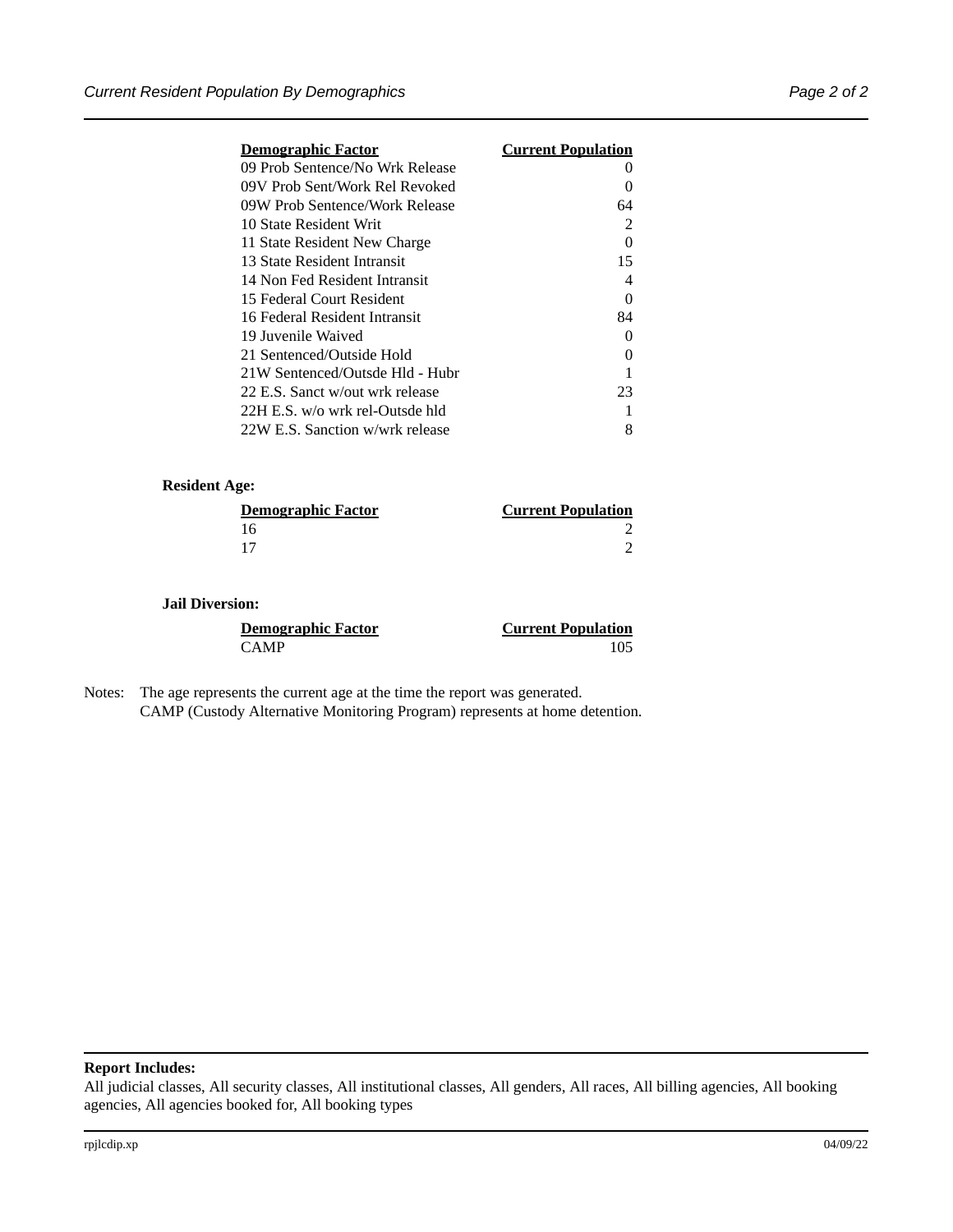| Demographic Factor | Current Population |
| --- | --- |
| 09 Prob Sentence/No Wrk Release | 0 |
| 09V Prob Sent/Work Rel Revoked | 0 |
| 09W Prob Sentence/Work Release | 64 |
| 10 State Resident Writ | 2 |
| 11 State Resident New Charge | 0 |
| 13 State Resident Intransit | 15 |
| 14 Non Fed Resident Intransit | 4 |
| 15 Federal Court Resident | 0 |
| 16 Federal Resident Intransit | 84 |
| 19 Juvenile Waived | 0 |
| 21 Sentenced/Outside Hold | 0 |
| 21W Sentenced/Outsde Hld - Hubr | 1 |
| 22 E.S. Sanct w/out wrk release | 23 |
| 22H E.S. w/o wrk rel-Outsde hld | 1 |
| 22W E.S. Sanction w/wrk release | 8 |

**Resident Age:**

| Demographic Factor | Current Population |
| --- | --- |
| 16 | 2 |
| 17 | 2 |

**Jail Diversion:**

| Demographic Factor | Current Population |
| --- | --- |
| CAMP | 105 |

Notes: The age represents the current age at the time the report was generated.
CAMP (Custody Alternative Monitoring Program) represents at home detention.

**Report Includes:**
All judicial classes, All security classes, All institutional classes, All genders, All races, All billing agencies, All booking agencies, All agencies booked for, All booking types

rpjlcdip.xp 04/09/22